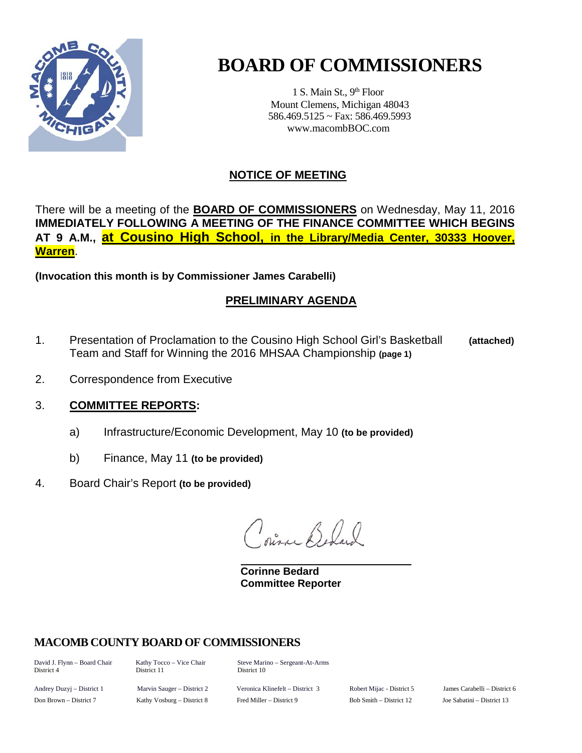# BOARD OF COMMISSIONERS

1 S. Main St., 9th Floor
Mount Clemens, Michigan 48043
586.469.5125 ~ Fax: 586.469.5993
www.macombBOC.com

## NOTICE OF MEETING

There will be a meeting of the **BOARD OF COMMISSIONERS** on Wednesday, May 11, 2016 **IMMEDIATELY FOLLOWING A MEETING OF THE FINANCE COMMITTEE WHICH BEGINS AT 9 A.M., at Cousino High School, in the Library/Media Center, 30333 Hoover, Warren**.

**(Invocation this month is by Commissioner James Carabelli)**

## PRELIMINARY AGENDA

1. Presentation of Proclamation to the Cousino High School Girl's Basketball Team and Staff for Winning the 2016 MHSAA Championship **(page 1)** **(attached)**

2. Correspondence from Executive

3. **COMMITTEE REPORTS:**

   a) Infrastructure/Economic Development, May 10 **(to be provided)**

   b) Finance, May 11 **(to be provided)**

4. Board Chair's Report **(to be provided)**

Corinne Bedard

**Corinne Bedard**
**Committee Reporter**

## MACOMB COUNTY BOARD OF COMMISSIONERS

David J. Flynn – Board Chair, District 4
Kathy Tocco – Vice Chair, District 11
Steve Marino – Sergeant-At-Arms, District 10

Andrey Duzyj – District 1
Marvin Sauger – District 2
Veronica Klinefelt – District 3
Robert Mijac - District 5
James Carabelli – District 6
Don Brown – District 7
Kathy Vosburg – District 8
Fred Miller – District 9
Bob Smith – District 12
Joe Sabatini – District 13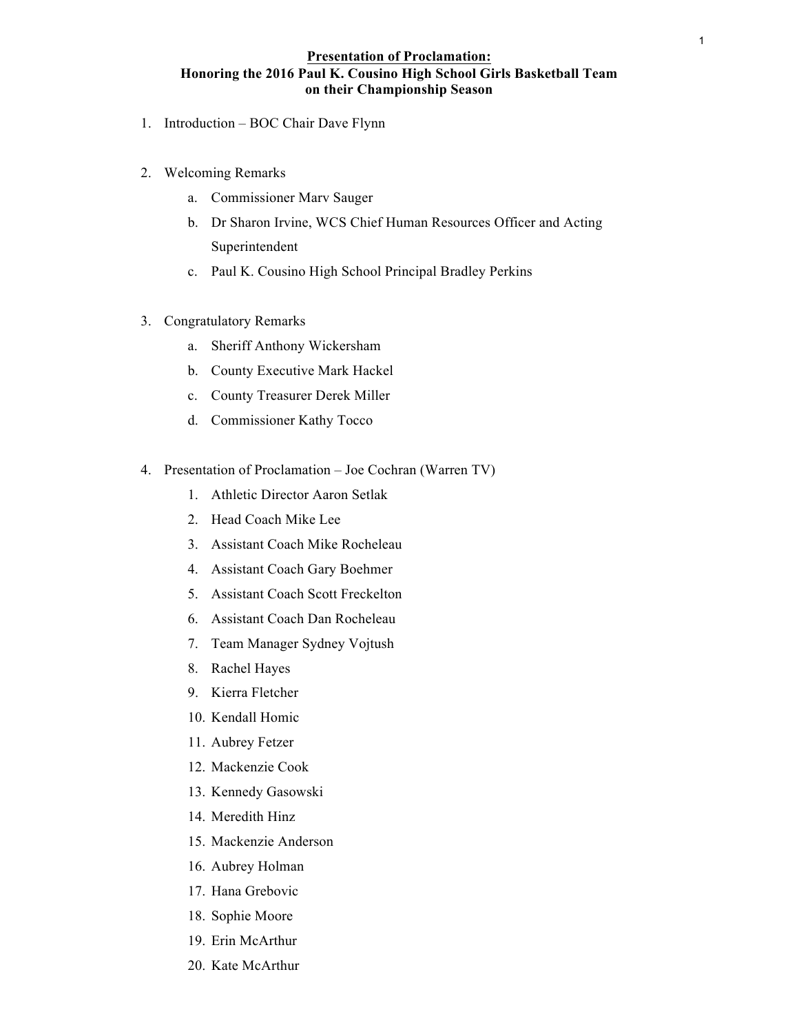**Presentation of Proclamation:**
**Honoring the 2016 Paul K. Cousino High School Girls Basketball Team on their Championship Season**

1. Introduction – BOC Chair Dave Flynn

2. Welcoming Remarks
   a. Commissioner Marv Sauger
   b. Dr Sharon Irvine, WCS Chief Human Resources Officer and Acting Superintendent
   c. Paul K. Cousino High School Principal Bradley Perkins

3. Congratulatory Remarks
   a. Sheriff Anthony Wickersham
   b. County Executive Mark Hackel
   c. County Treasurer Derek Miller
   d. Commissioner Kathy Tocco

4. Presentation of Proclamation – Joe Cochran (Warren TV)
   1. Athletic Director Aaron Setlak
   2. Head Coach Mike Lee
   3. Assistant Coach Mike Rocheleau
   4. Assistant Coach Gary Boehmer
   5. Assistant Coach Scott Freckelton
   6. Assistant Coach Dan Rocheleau
   7. Team Manager Sydney Vojtush
   8. Rachel Hayes
   9. Kierra Fletcher
   10. Kendall Homic
   11. Aubrey Fetzer
   12. Mackenzie Cook
   13. Kennedy Gasowski
   14. Meredith Hinz
   15. Mackenzie Anderson
   16. Aubrey Holman
   17. Hana Grebovic
   18. Sophie Moore
   19. Erin McArthur
   20. Kate McArthur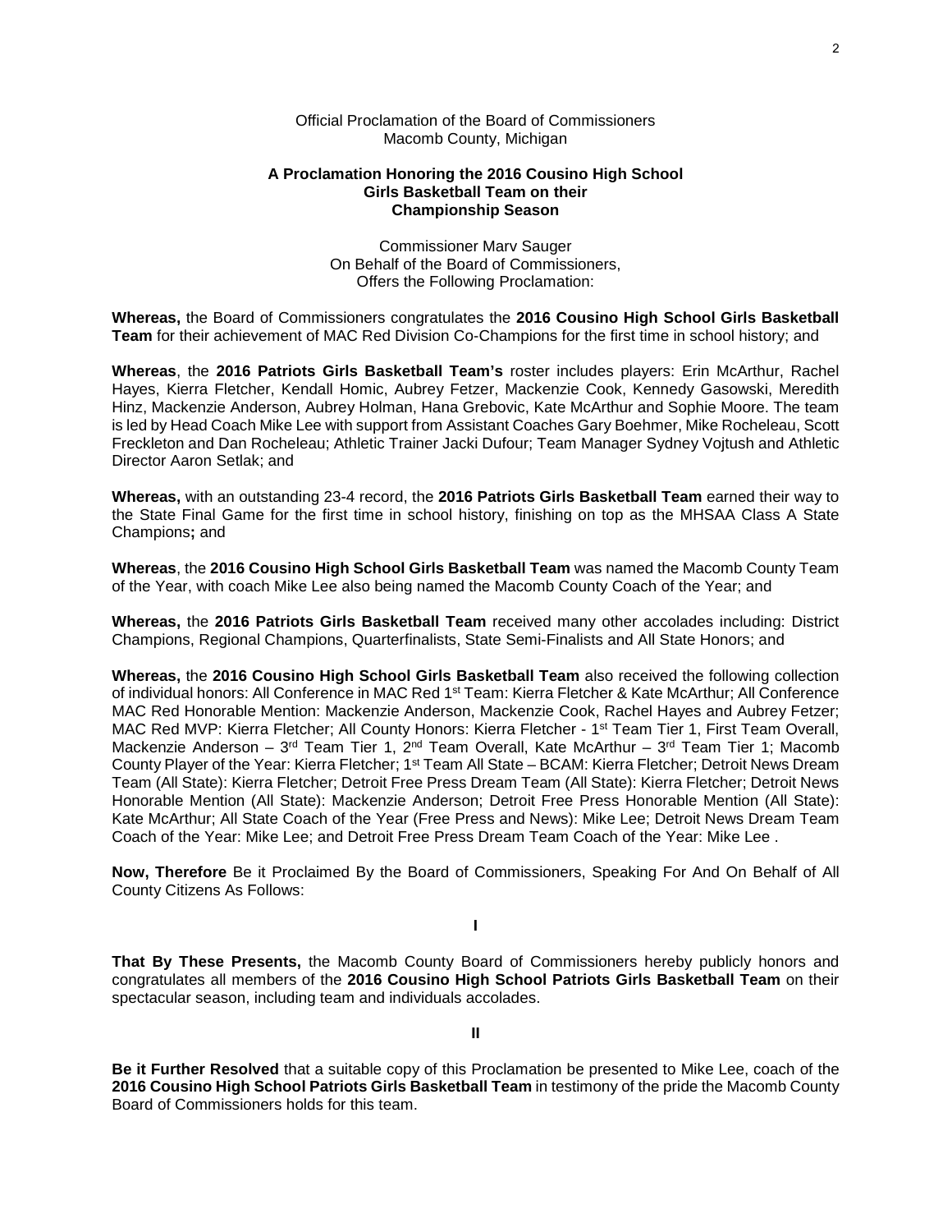Official Proclamation of the Board of Commissioners
Macomb County, Michigan

**A Proclamation Honoring the 2016 Cousino High School Girls Basketball Team on their Championship Season**

Commissioner Marv Sauger
On Behalf of the Board of Commissioners,
Offers the Following Proclamation:

**Whereas,** the Board of Commissioners congratulates the **2016 Cousino High School Girls Basketball Team** for their achievement of MAC Red Division Co-Champions for the first time in school history; and

**Whereas**, the **2016 Patriots Girls Basketball Team's** roster includes players: Erin McArthur, Rachel Hayes, Kierra Fletcher, Kendall Homic, Aubrey Fetzer, Mackenzie Cook, Kennedy Gasowski, Meredith Hinz, Mackenzie Anderson, Aubrey Holman, Hana Grebovic, Kate McArthur and Sophie Moore. The team is led by Head Coach Mike Lee with support from Assistant Coaches Gary Boehmer, Mike Rocheleau, Scott Freckleton and Dan Rocheleau; Athletic Trainer Jacki Dufour; Team Manager Sydney Vojtush and Athletic Director Aaron Setlak; and

**Whereas,** with an outstanding 23-4 record, the **2016 Patriots Girls Basketball Team** earned their way to the State Final Game for the first time in school history, finishing on top as the MHSAA Class A State Champions**;** and

**Whereas**, the **2016 Cousino High School Girls Basketball Team** was named the Macomb County Team of the Year, with coach Mike Lee also being named the Macomb County Coach of the Year; and

**Whereas,** the **2016 Patriots Girls Basketball Team** received many other accolades including: District Champions, Regional Champions, Quarterfinalists, State Semi-Finalists and All State Honors; and

**Whereas,** the **2016 Cousino High School Girls Basketball Team** also received the following collection of individual honors: All Conference in MAC Red 1st Team: Kierra Fletcher & Kate McArthur; All Conference MAC Red Honorable Mention: Mackenzie Anderson, Mackenzie Cook, Rachel Hayes and Aubrey Fetzer; MAC Red MVP: Kierra Fletcher; All County Honors: Kierra Fletcher - 1st Team Tier 1, First Team Overall, Mackenzie Anderson – 3rd Team Tier 1, 2nd Team Overall, Kate McArthur – 3rd Team Tier 1; Macomb County Player of the Year: Kierra Fletcher; 1st Team All State – BCAM: Kierra Fletcher; Detroit News Dream Team (All State): Kierra Fletcher; Detroit Free Press Dream Team (All State): Kierra Fletcher; Detroit News Honorable Mention (All State): Mackenzie Anderson; Detroit Free Press Honorable Mention (All State): Kate McArthur; All State Coach of the Year (Free Press and News): Mike Lee; Detroit News Dream Team Coach of the Year: Mike Lee; and Detroit Free Press Dream Team Coach of the Year: Mike Lee .

**Now, Therefore** Be it Proclaimed By the Board of Commissioners, Speaking For And On Behalf of All County Citizens As Follows:

**I**

**That By These Presents,** the Macomb County Board of Commissioners hereby publicly honors and congratulates all members of the **2016 Cousino High School Patriots Girls Basketball Team** on their spectacular season, including team and individuals accolades.

**II**

**Be it Further Resolved** that a suitable copy of this Proclamation be presented to Mike Lee, coach of the **2016 Cousino High School Patriots Girls Basketball Team** in testimony of the pride the Macomb County Board of Commissioners holds for this team.